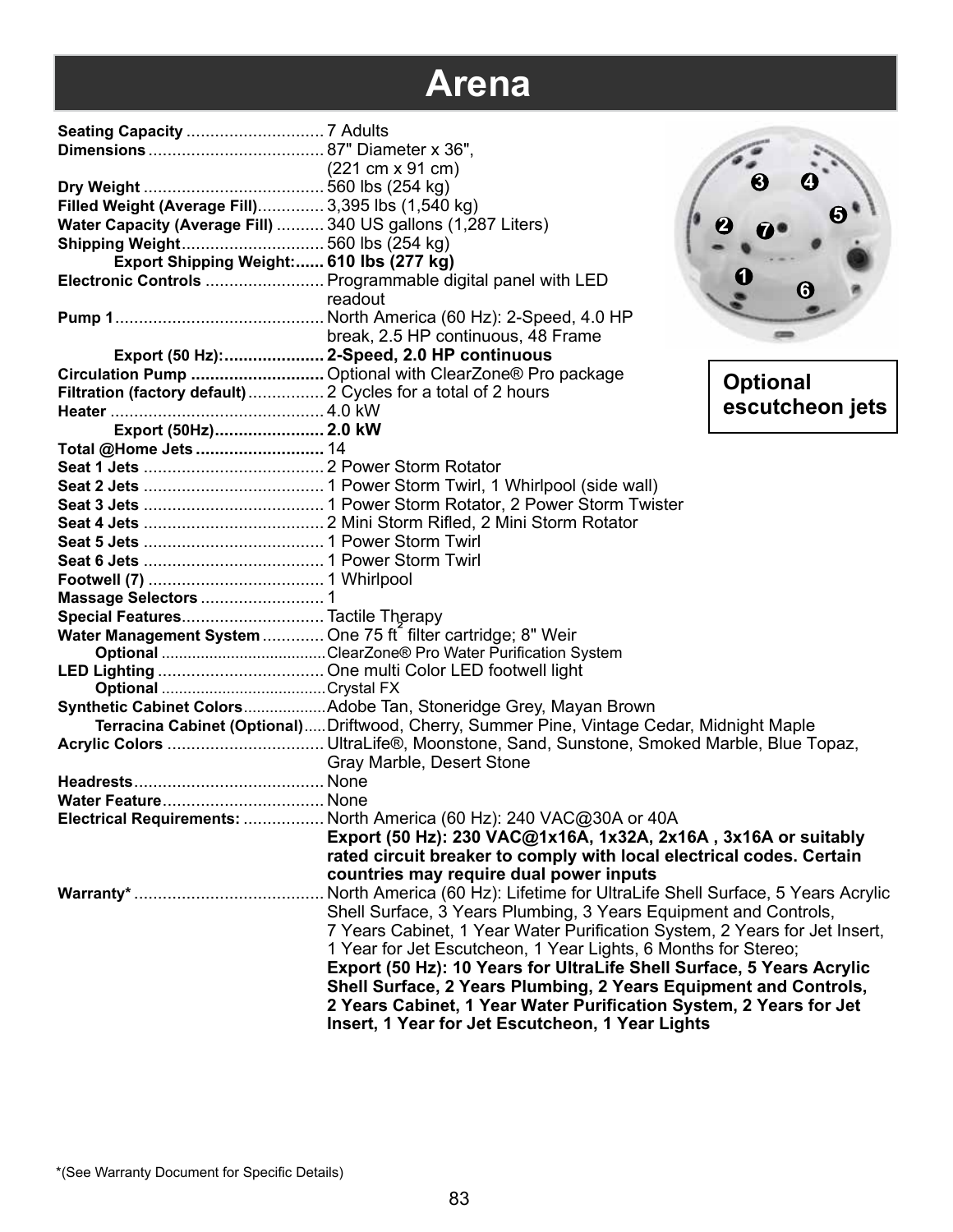# Arena

| | |
|---|---|
| **Seating Capacity** | 7 Adults |
| **Dimensions** | 87" Diameter x 36", (221 cm x 91 cm) |
| **Dry Weight** | 560 lbs (254 kg) |
| **Filled Weight (Average Fill)** | 3,395 lbs (1,540 kg) |
| **Water Capacity (Average Fill)** | 340 US gallons (1,287 Liters) |
| **Shipping Weight** | 560 lbs (254 kg) |
| **Export Shipping Weight:** | **610 lbs (277 kg)** |
| **Electronic Controls** | Programmable digital panel with LED readout |
| **Pump 1** | North America (60 Hz): 2-Speed, 4.0 HP break, 2.5 HP continuous, 48 Frame |
| **Export (50 Hz):** | **2-Speed, 2.0 HP continuous** |
| **Circulation Pump** | Optional with ClearZone® Pro package |
| **Filtration (factory default)** | 2 Cycles for a total of 2 hours |
| **Heater** | 4.0 kW |
| **Export (50Hz)** | **2.0 kW** |
| **Total @Home Jets** | 14 |
| **Seat 1 Jets** | 2 Power Storm Rotator |
| **Seat 2 Jets** | 1 Power Storm Twirl, 1 Whirlpool (side wall) |
| **Seat 3 Jets** | 1 Power Storm Rotator, 2 Power Storm Twister |
| **Seat 4 Jets** | 2 Mini Storm Rifled, 2 Mini Storm Rotator |
| **Seat 5 Jets** | 1 Power Storm Twirl |
| **Seat 6 Jets** | 1 Power Storm Twirl |
| **Footwell (7)** | 1 Whirlpool |
| **Massage Selectors** | 1 |
| **Special Features** | Tactile Therapy |
| **Water Management System** | One 75 $ft^2$ filter cartridge; 8" Weir |
| **Optional** | ClearZone® Pro Water Purification System |
| **LED Lighting** | One multi Color LED footwell light |
| **Optional** | Crystal FX |
| **Synthetic Cabinet Colors** | Adobe Tan, Stoneridge Grey, Mayan Brown |
| **Terracina Cabinet (Optional)** | Driftwood, Cherry, Summer Pine, Vintage Cedar, Midnight Maple |
| **Acrylic Colors** | UltraLife®, Moonstone, Sand, Sunstone, Smoked Marble, Blue Topaz, Gray Marble, Desert Stone |
| **Headrests** | None |
| **Water Feature** | None |
| **Electrical Requirements:** | North America (60 Hz): 240 VAC@30A or 40A<br>**Export (50 Hz): 230 VAC@1x16A, 1x32A, 2x16A , 3x16A or suitably rated circuit breaker to comply with local electrical codes. Certain countries may require dual power inputs** |
| **Warranty*** | North America (60 Hz): Lifetime for UltraLife Shell Surface, 5 Years Acrylic Shell Surface, 3 Years Plumbing, 3 Years Equipment and Controls, 7 Years Cabinet, 1 Year Water Purification System, 2 Years for Jet Insert, 1 Year for Jet Escutcheon, 1 Year Lights, 6 Months for Stereo;<br>**Export (50 Hz): 10 Years for UltraLife Shell Surface, 5 Years Acrylic Shell Surface, 2 Years Plumbing, 2 Years Equipment and Controls, 2 Years Cabinet, 1 Year Water Purification System, 2 Years for Jet Insert, 1 Year for Jet Escutcheon, 1 Year Lights** |

**Optional escutcheon jets**

*(See Warranty Document for Specific Details)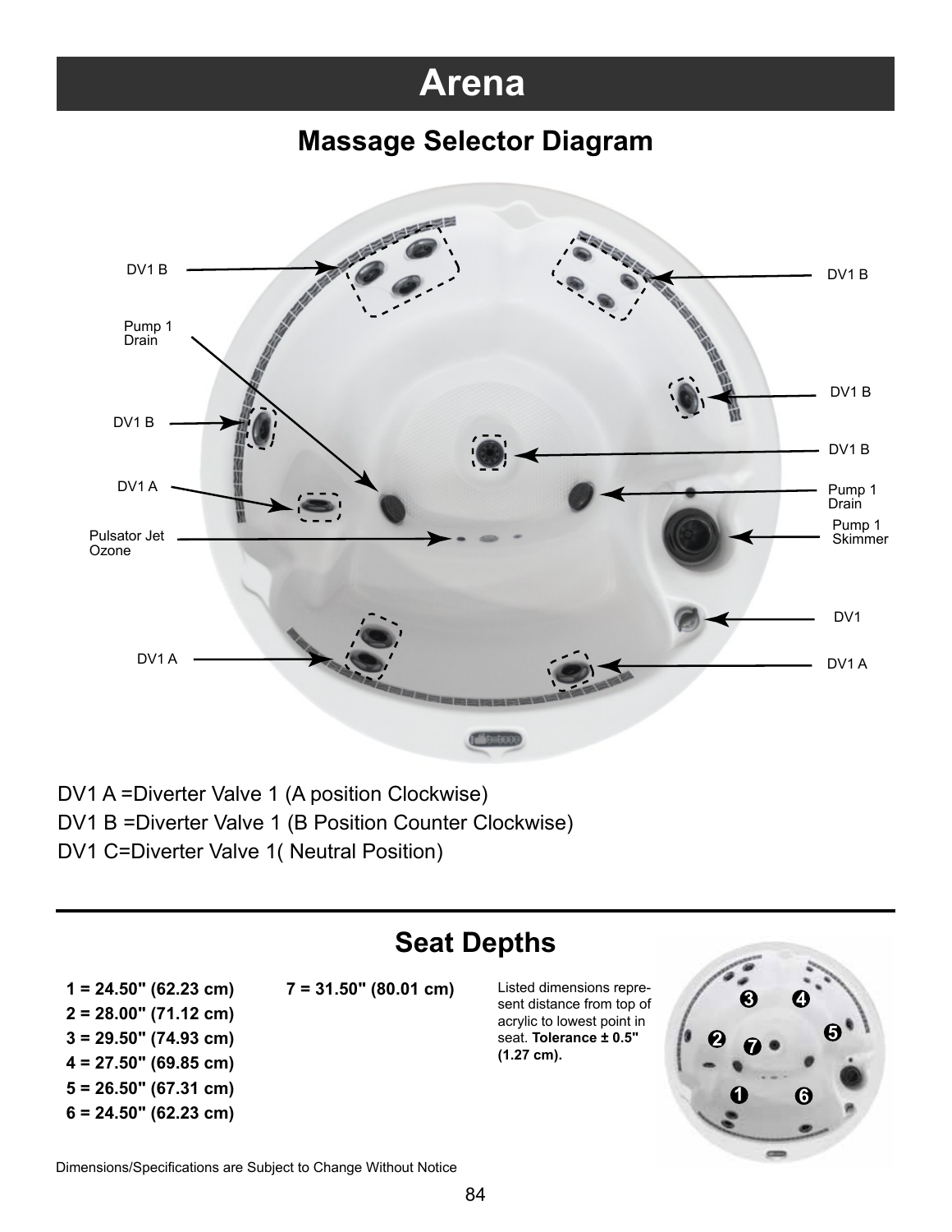# Arena

## Massage Selector Diagram

DV1 B

DV1 B

Pump 1 Drain

DV1 B

DV1 B

DV1 B

DV1 A

Pump 1 Drain

Pump 1 Skimmer

Pulsator Jet Ozone

DV1

DV1 A

DV1 A

DV1 A =Diverter Valve 1 (A position Clockwise)

DV1 B =Diverter Valve 1 (B Position Counter Clockwise)

DV1 C=Diverter Valve 1( Neutral Position)

---

## Seat Depths

**1 = 24.50" (62.23 cm)**
**2 = 28.00" (71.12 cm)**
**3 = 29.50" (74.93 cm)**
**4 = 27.50" (69.85 cm)**
**5 = 26.50" (67.31 cm)**
**6 = 24.50" (62.23 cm)**
**7 = 31.50" (80.01 cm)**

Listed dimensions represent distance from top of acrylic to lowest point in seat. **Tolerance ± 0.5" (1.27 cm).**

Dimensions/Specifications are Subject to Change Without Notice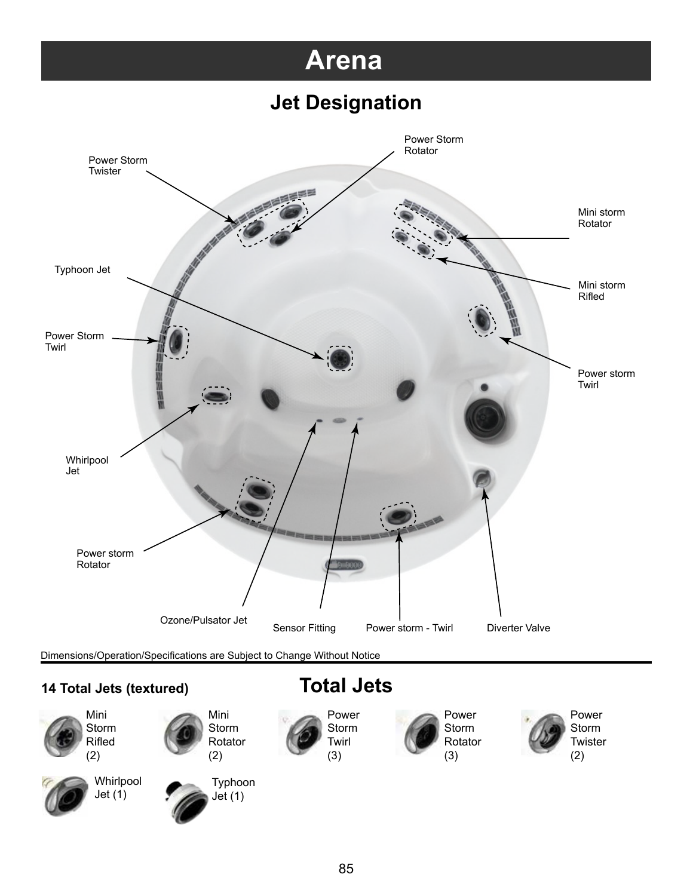# Arena

## Jet Designation

Power Storm Twister

Power Storm Rotator

Mini storm Rotator

Mini storm Rifled

Typhoon Jet

Power Storm Twirl

Power storm Twirl

Whirlpool Jet

Power storm Rotator

Ozone/Pulsator Jet

Sensor Fitting

Power storm - Twirl

Diverter Valve

Dimensions/Operation/Specifications are Subject to Change Without Notice

**14 Total Jets (textured)**

## Total Jets

- Mini Storm Rifled (2)
- Mini Storm Rotator (2)
- Power Storm Twirl (3)
- Power Storm Rotator (3)
- Power Storm Twister (2)
- Whirlpool Jet (1)
- Typhoon Jet (1)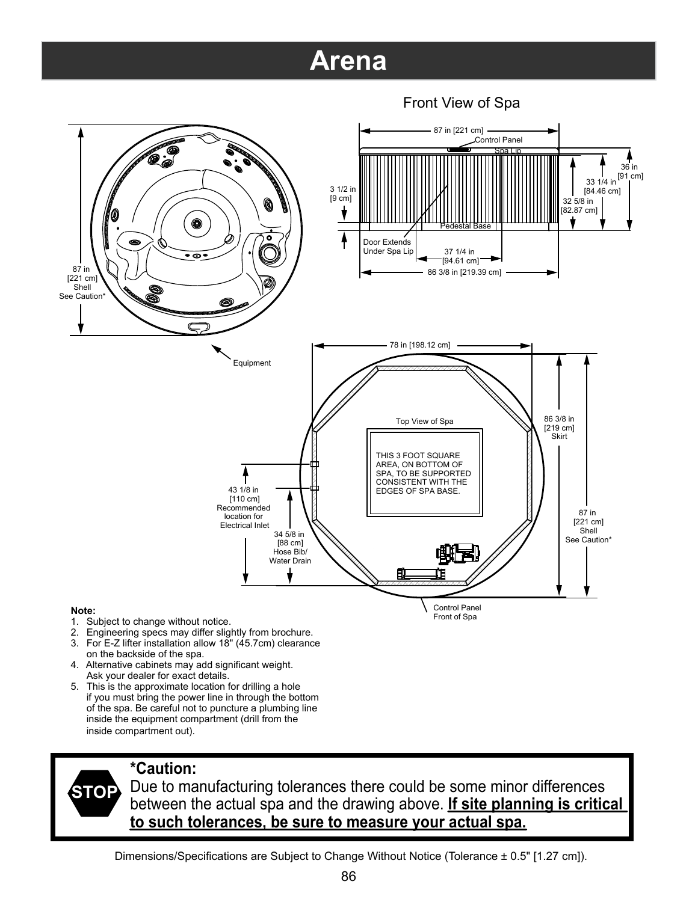# Arena

Front View of Spa

87 in [221 cm]
Control Panel
Spa Lip
36 in [91 cm]
33 1/4 in [84.46 cm]
32 5/8 in [82.87 cm]
3 1/2 in [9 cm]
Pedestal Base
Door Extends Under Spa Lip
37 1/4 in [94.61 cm]
86 3/8 in [219.39 cm]

87 in [221 cm] Shell See Caution*

Equipment

78 in [198.12 cm]

Top View of Spa

THIS 3 FOOT SQUARE AREA, ON BOTTOM OF SPA, TO BE SUPPORTED CONSISTENT WITH THE EDGES OF SPA BASE.

86 3/8 in [219 cm] Skirt

87 in [221 cm] Shell See Caution*

43 1/8 in [110 cm] Recommended location for Electrical Inlet

34 5/8 in [88 cm] Hose Bib/ Water Drain

Control Panel Front of Spa

**Note:**

1. Subject to change without notice.
2. Engineering specs may differ slightly from brochure.
3. For E-Z lifter installation allow 18" (45.7cm) clearance on the backside of the spa.
4. Alternative cabinets may add significant weight. Ask your dealer for exact details.
5. This is the approximate location for drilling a hole if you must bring the power line in through the bottom of the spa. Be careful not to puncture a plumbing line inside the equipment compartment (drill from the inside compartment out).

STOP

**\*Caution:**
Due to manufacturing tolerances there could be some minor differences between the actual spa and the drawing above. **If site planning is critical to such tolerances, be sure to measure your actual spa.**

Dimensions/Specifications are Subject to Change Without Notice (Tolerance ± 0.5" [1.27 cm]).